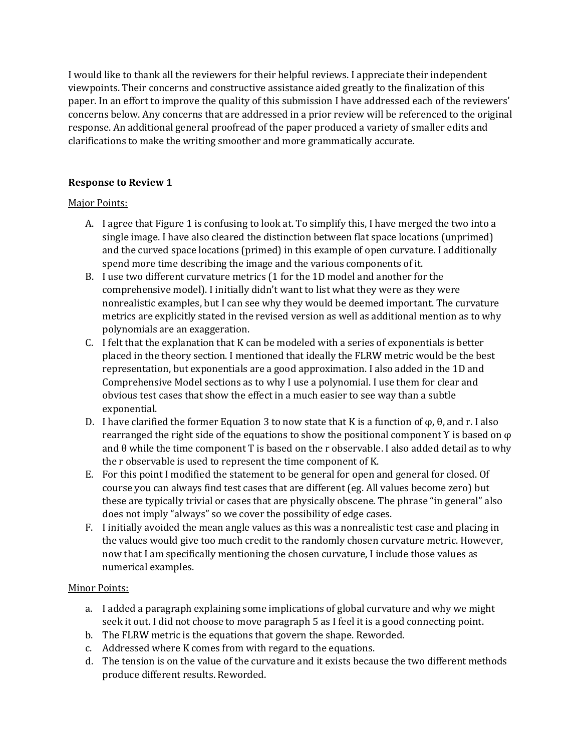I would like to thank all the reviewers for their helpful reviews. I appreciate their independent viewpoints. Their concerns and constructive assistance aided greatly to the finalization of this paper. In an effort to improve the quality of this submission I have addressed each of the reviewers' concerns below. Any concerns that are addressed in a prior review will be referenced to the original response. An additional general proofread of the paper produced a variety of smaller edits and clarifications to make the writing smoother and more grammatically accurate.

**Response to Review 1**

Major Points:

A. I agree that Figure 1 is confusing to look at. To simplify this, I have merged the two into a single image. I have also cleared the distinction between flat space locations (unprimed) and the curved space locations (primed) in this example of open curvature. I additionally spend more time describing the image and the various components of it.

B. I use two different curvature metrics (1 for the 1D model and another for the comprehensive model). I initially didn't want to list what they were as they were nonrealistic examples, but I can see why they would be deemed important. The curvature metrics are explicitly stated in the revised version as well as additional mention as to why polynomials are an exaggeration.

C. I felt that the explanation that K can be modeled with a series of exponentials is better placed in the theory section. I mentioned that ideally the FLRW metric would be the best representation, but exponentials are a good approximation. I also added in the 1D and Comprehensive Model sections as to why I use a polynomial. I use them for clear and obvious test cases that show the effect in a much easier to see way than a subtle exponential.

D. I have clarified the former Equation 3 to now state that K is a function of $\varphi$, $\theta$, and r. I also rearranged the right side of the equations to show the positional component $\Upsilon$ is based on $\varphi$ and $\theta$ while the time component T is based on the r observable. I also added detail as to why the r observable is used to represent the time component of K.

E. For this point I modified the statement to be general for open and general for closed. Of course you can always find test cases that are different (eg. All values become zero) but these are typically trivial or cases that are physically obscene. The phrase "in general" also does not imply "always" so we cover the possibility of edge cases.

F. I initially avoided the mean angle values as this was a nonrealistic test case and placing in the values would give too much credit to the randomly chosen curvature metric. However, now that I am specifically mentioning the chosen curvature, I include those values as numerical examples.

Minor Points:

a. I added a paragraph explaining some implications of global curvature and why we might seek it out. I did not choose to move paragraph 5 as I feel it is a good connecting point.

b. The FLRW metric is the equations that govern the shape. Reworded.

c. Addressed where K comes from with regard to the equations.

d. The tension is on the value of the curvature and it exists because the two different methods produce different results. Reworded.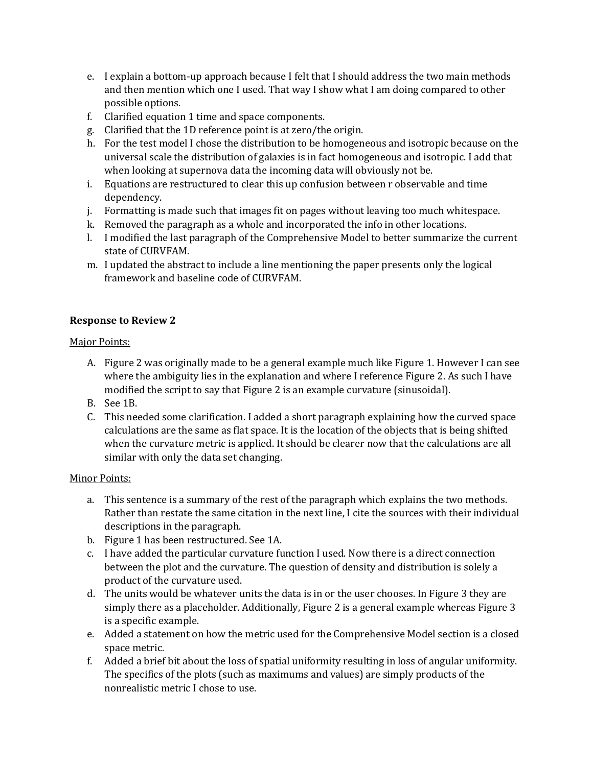e. I explain a bottom-up approach because I felt that I should address the two main methods and then mention which one I used. That way I show what I am doing compared to other possible options.
f. Clarified equation 1 time and space components.
g. Clarified that the 1D reference point is at zero/the origin.
h. For the test model I chose the distribution to be homogeneous and isotropic because on the universal scale the distribution of galaxies is in fact homogeneous and isotropic. I add that when looking at supernova data the incoming data will obviously not be.
i. Equations are restructured to clear this up confusion between r observable and time dependency.
j. Formatting is made such that images fit on pages without leaving too much whitespace.
k. Removed the paragraph as a whole and incorporated the info in other locations.
l. I modified the last paragraph of the Comprehensive Model to better summarize the current state of CURVFAM.
m. I updated the abstract to include a line mentioning the paper presents only the logical framework and baseline code of CURVFAM.

**Response to Review 2**

Major Points:

A. Figure 2 was originally made to be a general example much like Figure 1. However I can see where the ambiguity lies in the explanation and where I reference Figure 2. As such I have modified the script to say that Figure 2 is an example curvature (sinusoidal).
B. See 1B.
C. This needed some clarification. I added a short paragraph explaining how the curved space calculations are the same as flat space. It is the location of the objects that is being shifted when the curvature metric is applied. It should be clearer now that the calculations are all similar with only the data set changing.

Minor Points:

a. This sentence is a summary of the rest of the paragraph which explains the two methods. Rather than restate the same citation in the next line, I cite the sources with their individual descriptions in the paragraph.
b. Figure 1 has been restructured. See 1A.
c. I have added the particular curvature function I used. Now there is a direct connection between the plot and the curvature. The question of density and distribution is solely a product of the curvature used.
d. The units would be whatever units the data is in or the user chooses. In Figure 3 they are simply there as a placeholder. Additionally, Figure 2 is a general example whereas Figure 3 is a specific example.
e. Added a statement on how the metric used for the Comprehensive Model section is a closed space metric.
f. Added a brief bit about the loss of spatial uniformity resulting in loss of angular uniformity. The specifics of the plots (such as maximums and values) are simply products of the nonrealistic metric I chose to use.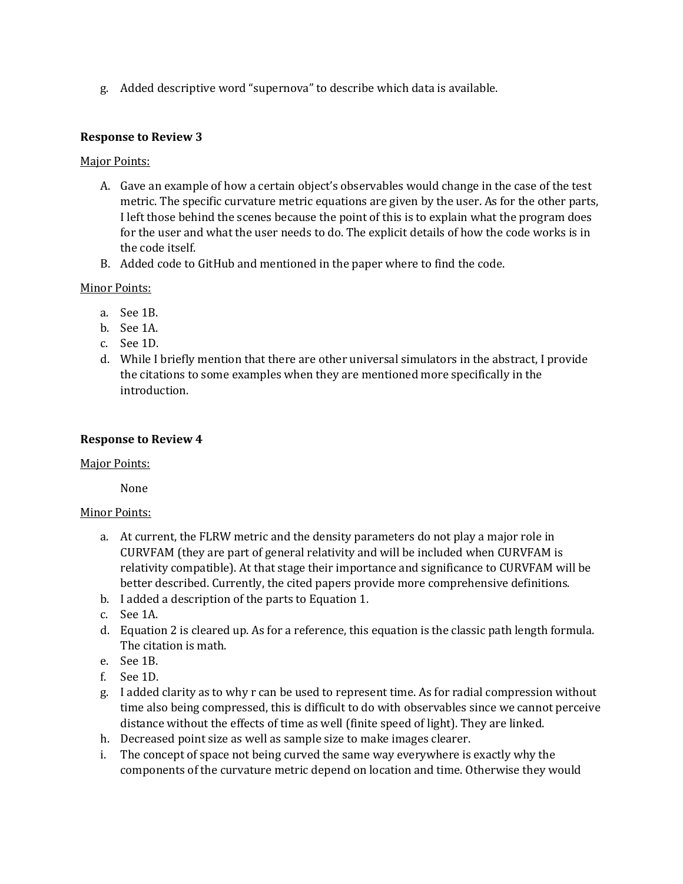g. Added descriptive word "supernova" to describe which data is available.

**Response to Review 3**

<u>Major Points:</u>

A. Gave an example of how a certain object's observables would change in the case of the test metric. The specific curvature metric equations are given by the user. As for the other parts, I left those behind the scenes because the point of this is to explain what the program does for the user and what the user needs to do. The explicit details of how the code works is in the code itself.

B. Added code to GitHub and mentioned in the paper where to find the code.

<u>Minor Points:</u>

a. See 1B.

b. See 1A.

c. See 1D.

d. While I briefly mention that there are other universal simulators in the abstract, I provide the citations to some examples when they are mentioned more specifically in the introduction.

**Response to Review 4**

<u>Major Points:</u>

None

<u>Minor Points:</u>

a. At current, the FLRW metric and the density parameters do not play a major role in CURVFAM (they are part of general relativity and will be included when CURVFAM is relativity compatible). At that stage their importance and significance to CURVFAM will be better described. Currently, the cited papers provide more comprehensive definitions.

b. I added a description of the parts to Equation 1.

c. See 1A.

d. Equation 2 is cleared up. As for a reference, this equation is the classic path length formula. The citation is math.

e. See 1B.

f. See 1D.

g. I added clarity as to why r can be used to represent time. As for radial compression without time also being compressed, this is difficult to do with observables since we cannot perceive distance without the effects of time as well (finite speed of light). They are linked.

h. Decreased point size as well as sample size to make images clearer.

i. The concept of space not being curved the same way everywhere is exactly why the components of the curvature metric depend on location and time. Otherwise they would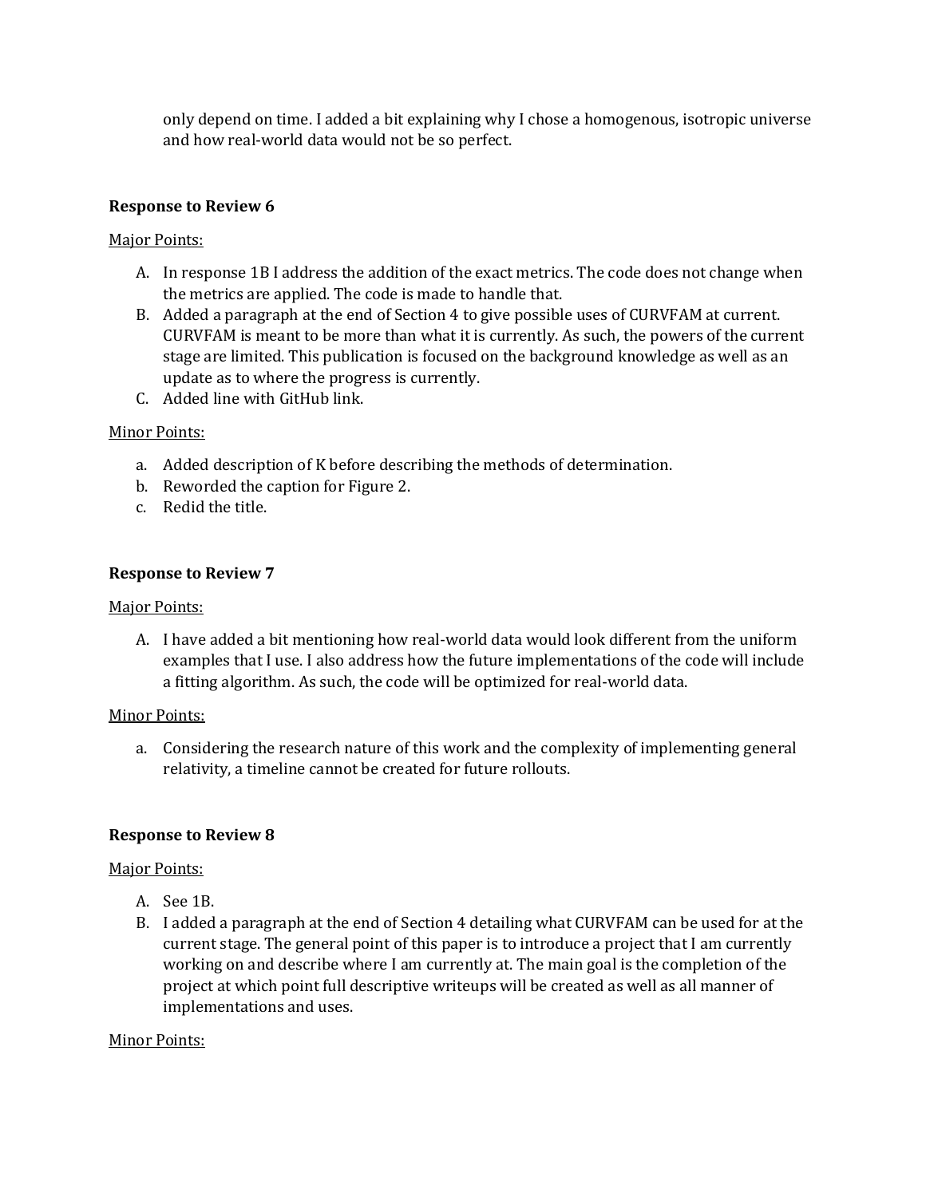only depend on time. I added a bit explaining why I chose a homogenous, isotropic universe and how real-world data would not be so perfect.

**Response to Review 6**

Major Points:

A. In response 1B I address the addition of the exact metrics. The code does not change when the metrics are applied. The code is made to handle that.
B. Added a paragraph at the end of Section 4 to give possible uses of CURVFAM at current. CURVFAM is meant to be more than what it is currently. As such, the powers of the current stage are limited. This publication is focused on the background knowledge as well as an update as to where the progress is currently.
C. Added line with GitHub link.

Minor Points:

a. Added description of K before describing the methods of determination.
b. Reworded the caption for Figure 2.
c. Redid the title.

**Response to Review 7**

Major Points:

A. I have added a bit mentioning how real-world data would look different from the uniform examples that I use. I also address how the future implementations of the code will include a fitting algorithm. As such, the code will be optimized for real-world data.

Minor Points:

a. Considering the research nature of this work and the complexity of implementing general relativity, a timeline cannot be created for future rollouts.

**Response to Review 8**

Major Points:

A. See 1B.
B. I added a paragraph at the end of Section 4 detailing what CURVFAM can be used for at the current stage. The general point of this paper is to introduce a project that I am currently working on and describe where I am currently at. The main goal is the completion of the project at which point full descriptive writeups will be created as well as all manner of implementations and uses.

Minor Points: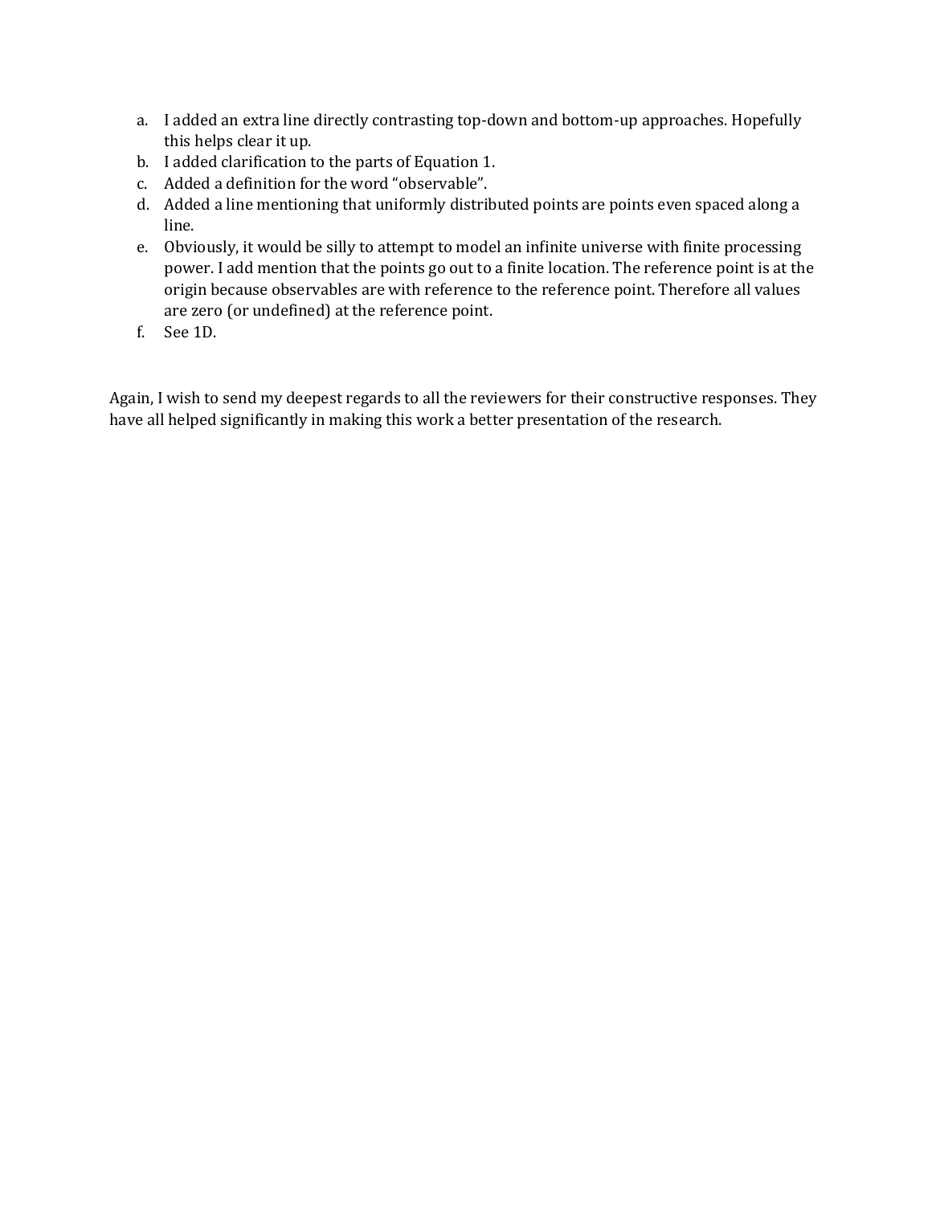a. I added an extra line directly contrasting top-down and bottom-up approaches. Hopefully this helps clear it up.
b. I added clarification to the parts of Equation 1.
c. Added a definition for the word “observable”.
d. Added a line mentioning that uniformly distributed points are points even spaced along a line.
e. Obviously, it would be silly to attempt to model an infinite universe with finite processing power. I add mention that the points go out to a finite location. The reference point is at the origin because observables are with reference to the reference point. Therefore all values are zero (or undefined) at the reference point.
f. See 1D.

Again, I wish to send my deepest regards to all the reviewers for their constructive responses. They have all helped significantly in making this work a better presentation of the research.